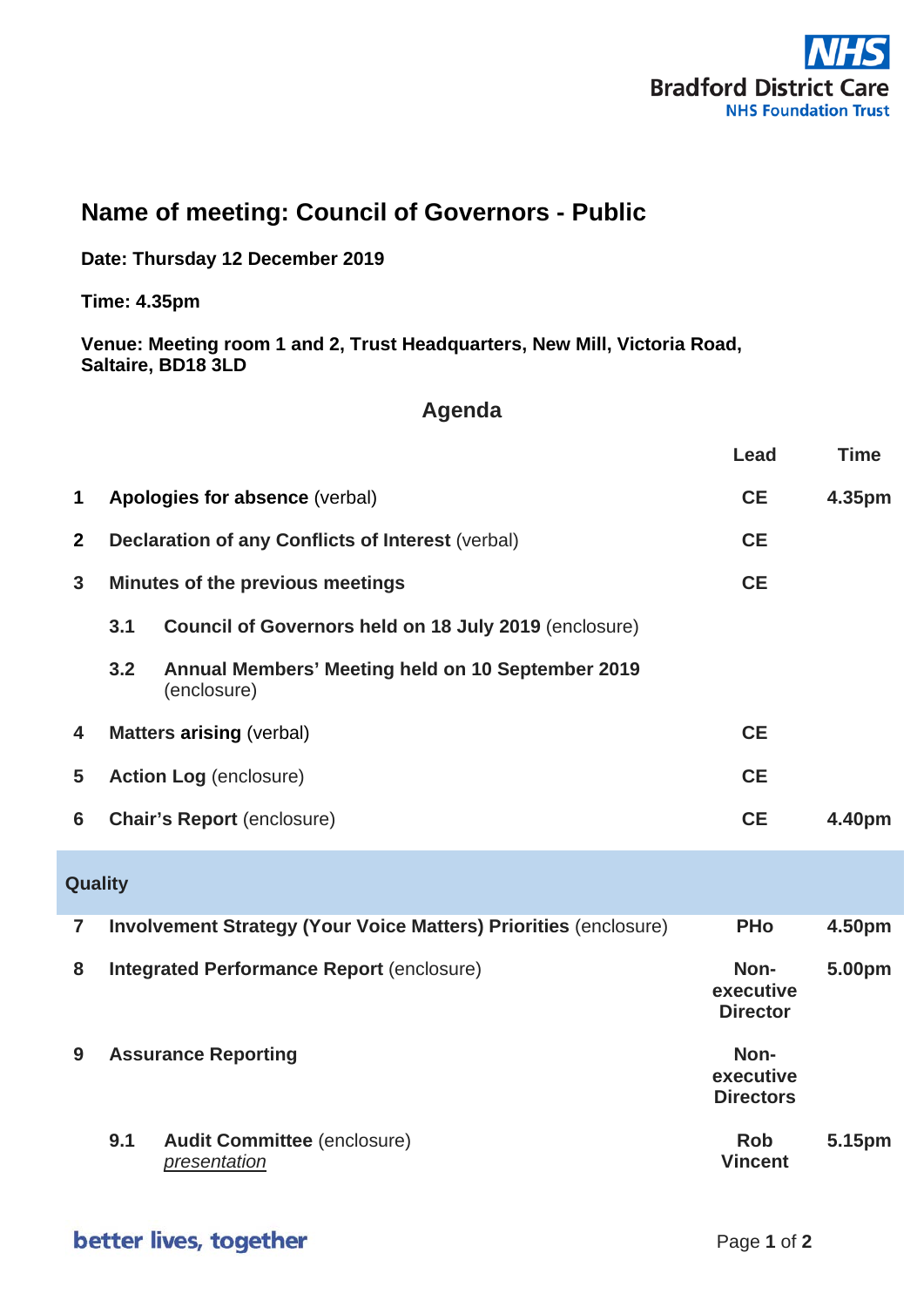NHS Bradford District Care NHS Foundation Trust

# Name of meeting: Council of Governors - Public

**Date: Thursday 12 December 2019**

**Time: 4.35pm**

**Venue: Meeting room 1 and 2, Trust Headquarters, New Mill, Victoria Road, Saltaire, BD18 3LD**

## Agenda

| | | Lead | Time |
|---|---|---|---|
| **1** | **Apologies for absence** (verbal) | **CE** | **4.35pm** |
| **2** | **Declaration of any Conflicts of Interest** (verbal) | **CE** | |
| **3** | **Minutes of the previous meetings** | **CE** | |
| | **3.1** **Council of Governors held on 18 July 2019** (enclosure) | | |
| | **3.2** **Annual Members' Meeting held on 10 September 2019** (enclosure) | | |
| **4** | **Matters arising** (verbal) | **CE** | |
| **5** | **Action Log** (enclosure) | **CE** | |
| **6** | **Chair's Report** (enclosure) | **CE** | **4.40pm** |
| **Quality** | | | |
| **7** | **Involvement Strategy (Your Voice Matters) Priorities** (enclosure) | **PHo** | **4.50pm** |
| **8** | **Integrated Performance Report** (enclosure) | **Non-executive Director** | **5.00pm** |
| **9** | **Assurance Reporting** | **Non-executive Directors** | |
| | **9.1** **Audit Committee** (enclosure) *presentation* | **Rob Vincent** | **5.15pm** |

better lives, together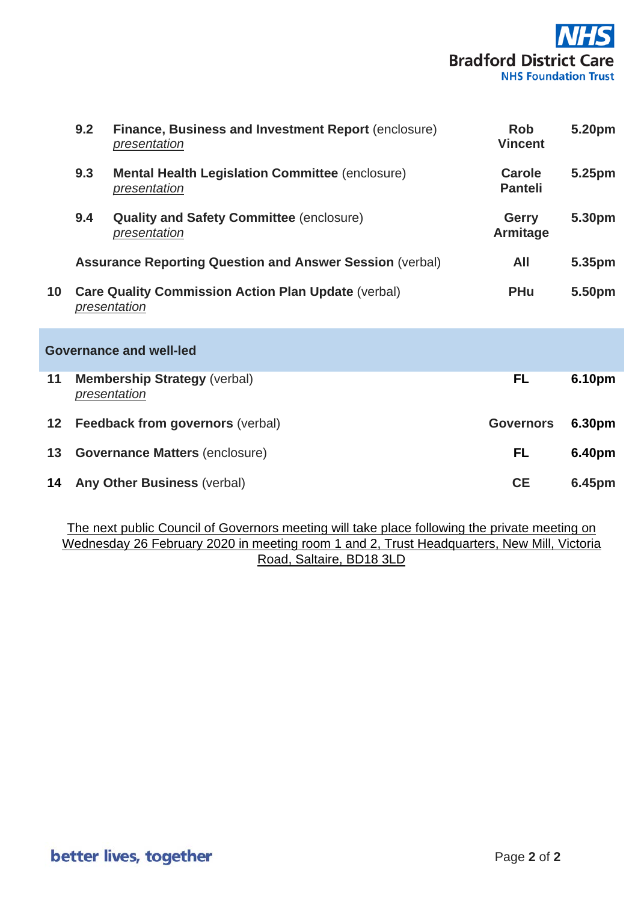| | | | | |
|---|---|---|---|---|
| | 9.2 | **Finance, Business and Investment Report** (enclosure) *presentation* | **Rob Vincent** | **5.20pm** |
| | 9.3 | **Mental Health Legislation Committee** (enclosure) *presentation* | **Carole Panteli** | **5.25pm** |
| | 9.4 | **Quality and Safety Committee** (enclosure) *presentation* | **Gerry Armitage** | **5.30pm** |
| | **Assurance Reporting Question and Answer Session** (verbal) | | **All** | **5.35pm** |
| **10** | **Care Quality Commission Action Plan Update** (verbal) *presentation* | | **PHu** | **5.50pm** |
| **Governance and well-led** | | | | |
| **11** | **Membership Strategy** (verbal) *presentation* | | **FL** | **6.10pm** |
| **12** | **Feedback from governors** (verbal) | | **Governors** | **6.30pm** |
| **13** | **Governance Matters** (enclosure) | | **FL** | **6.40pm** |
| **14** | **Any Other Business** (verbal) | | **CE** | **6.45pm** |

The next public Council of Governors meeting will take place following the private meeting on Wednesday 26 February 2020 in meeting room 1 and 2, Trust Headquarters, New Mill, Victoria Road, Saltaire, BD18 3LD

better lives, together